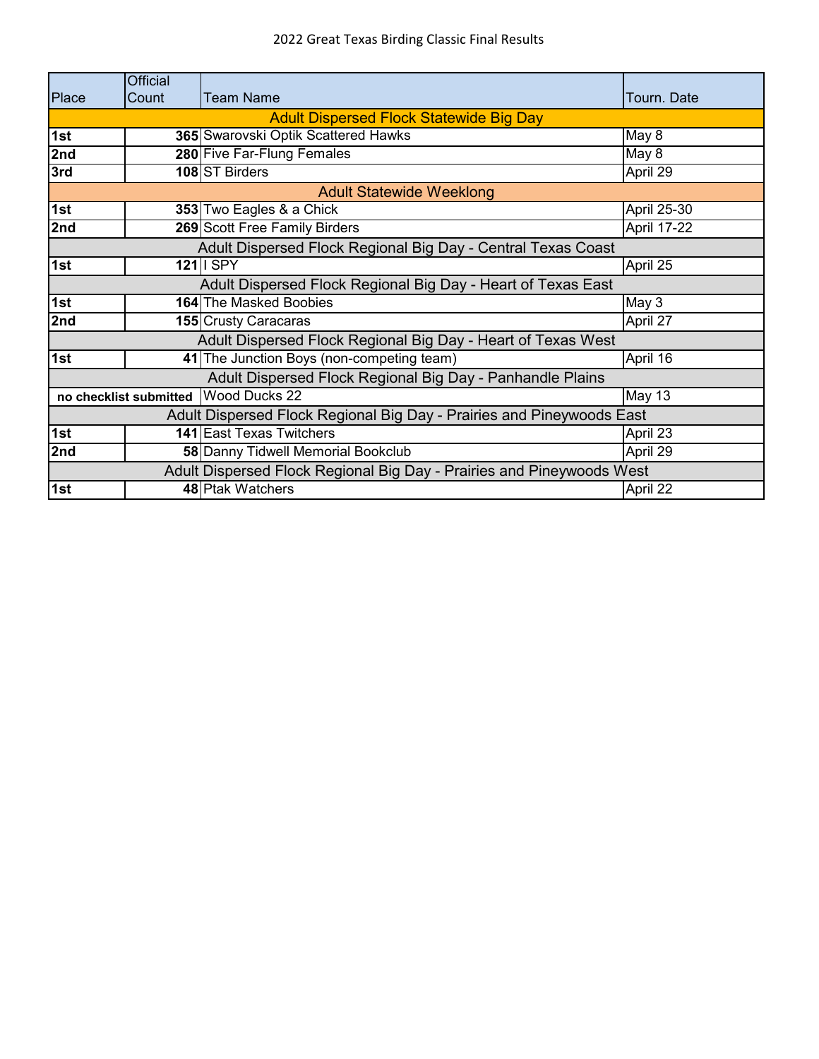# 2022 Great Texas Birding Classic Final Results

| Place | Official Count | Team Name | Tourn. Date |
|---|---|---|---|
| **Adult Dispersed Flock Statewide Big Day** | | | |
| **1st** | **365** | Swarovski Optik Scattered Hawks | May 8 |
| **2nd** | **280** | Five Far-Flung Females | May 8 |
| **3rd** | **108** | ST Birders | April 29 |
| **Adult Statewide Weeklong** | | | |
| **1st** | **353** | Two Eagles & a Chick | April 25-30 |
| **2nd** | **269** | Scott Free Family Birders | April 17-22 |
| **Adult Dispersed Flock Regional Big Day - Central Texas Coast** | | | |
| **1st** | **121** | I SPY | April 25 |
| **Adult Dispersed Flock Regional Big Day - Heart of Texas East** | | | |
| **1st** | **164** | The Masked Boobies | May 3 |
| **2nd** | **155** | Crusty Caracaras | April 27 |
| **Adult Dispersed Flock Regional Big Day - Heart of Texas West** | | | |
| **1st** | **41** | The Junction Boys (non-competing team) | April 16 |
| **Adult Dispersed Flock Regional Big Day - Panhandle Plains** | | | |
| **no checklist submitted** | | Wood Ducks 22 | May 13 |
| **Adult Dispersed Flock Regional Big Day - Prairies and Pineywoods East** | | | |
| **1st** | **141** | East Texas Twitchers | April 23 |
| **2nd** | **58** | Danny Tidwell Memorial Bookclub | April 29 |
| **Adult Dispersed Flock Regional Big Day - Prairies and Pineywoods West** | | | |
| **1st** | **48** | Ptak Watchers | April 22 |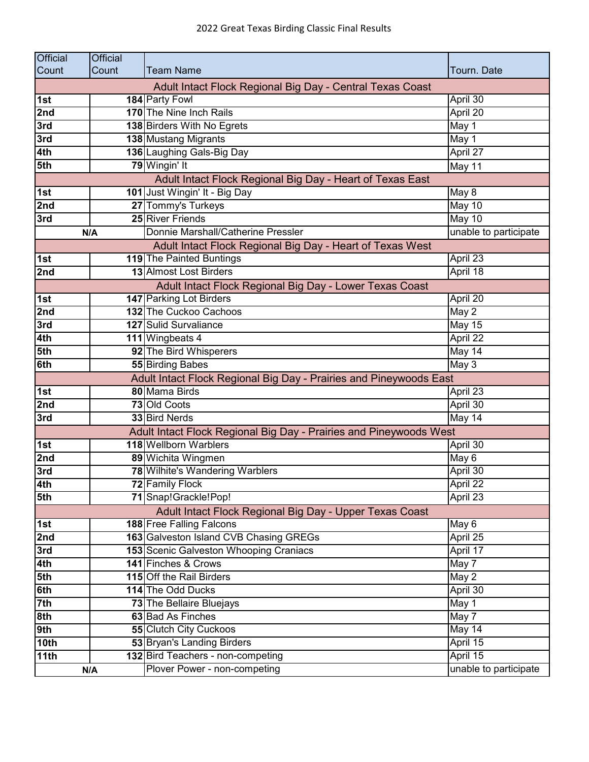# 2022 Great Texas Birding Classic Final Results

| Official Count | Official Count | Team Name | Tourn. Date |
|---|---|---|---|
| **Adult Intact Flock Regional Big Day - Central Texas Coast** | | | |
| **1st** | **184** | Party Fowl | April 30 |
| **2nd** | **170** | The Nine Inch Rails | April 20 |
| **3rd** | **138** | Birders With No Egrets | May 1 |
| **3rd** | **138** | Mustang Migrants | May 1 |
| **4th** | **136** | Laughing Gals-Big Day | April 27 |
| **5th** | **79** | Wingin' It | May 11 |
| **Adult Intact Flock Regional Big Day - Heart of Texas East** | | | |
| **1st** | **101** | Just Wingin' It - Big Day | May 8 |
| **2nd** | **27** | Tommy's Turkeys | May 10 |
| **3rd** | **25** | River Friends | May 10 |
| **N/A** | | Donnie Marshall/Catherine Pressler | unable to participate |
| **Adult Intact Flock Regional Big Day - Heart of Texas West** | | | |
| **1st** | **119** | The Painted Buntings | April 23 |
| **2nd** | **13** | Almost Lost Birders | April 18 |
| **Adult Intact Flock Regional Big Day - Lower Texas Coast** | | | |
| **1st** | **147** | Parking Lot Birders | April 20 |
| **2nd** | **132** | The Cuckoo Cachoos | May 2 |
| **3rd** | **127** | Sulid Survaliance | May 15 |
| **4th** | **111** | Wingbeats 4 | April 22 |
| **5th** | **92** | The Bird Whisperers | May 14 |
| **6th** | **55** | Birding Babes | May 3 |
| **Adult Intact Flock Regional Big Day - Prairies and Pineywoods East** | | | |
| **1st** | **80** | Mama Birds | April 23 |
| **2nd** | **73** | Old Coots | April 30 |
| **3rd** | **33** | Bird Nerds | May 14 |
| **Adult Intact Flock Regional Big Day - Prairies and Pineywoods West** | | | |
| **1st** | **118** | Wellborn Warblers | April 30 |
| **2nd** | **89** | Wichita Wingmen | May 6 |
| **3rd** | **78** | Wilhite's Wandering Warblers | April 30 |
| **4th** | **72** | Family Flock | April 22 |
| **5th** | **71** | Snap!Grackle!Pop! | April 23 |
| **Adult Intact Flock Regional Big Day - Upper Texas Coast** | | | |
| **1st** | **188** | Free Falling Falcons | May 6 |
| **2nd** | **163** | Galveston Island CVB Chasing GREGs | April 25 |
| **3rd** | **153** | Scenic Galveston Whooping Craniacs | April 17 |
| **4th** | **141** | Finches & Crows | May 7 |
| **5th** | **115** | Off the Rail Birders | May 2 |
| **6th** | **114** | The Odd Ducks | April 30 |
| **7th** | **73** | The Bellaire Bluejays | May 1 |
| **8th** | **63** | Bad As Finches | May 7 |
| **9th** | **55** | Clutch City Cuckoos | May 14 |
| **10th** | **53** | Bryan's Landing Birders | April 15 |
| **11th** | **132** | Bird Teachers - non-competing | April 15 |
| **N/A** | | Plover Power - non-competing | unable to participate |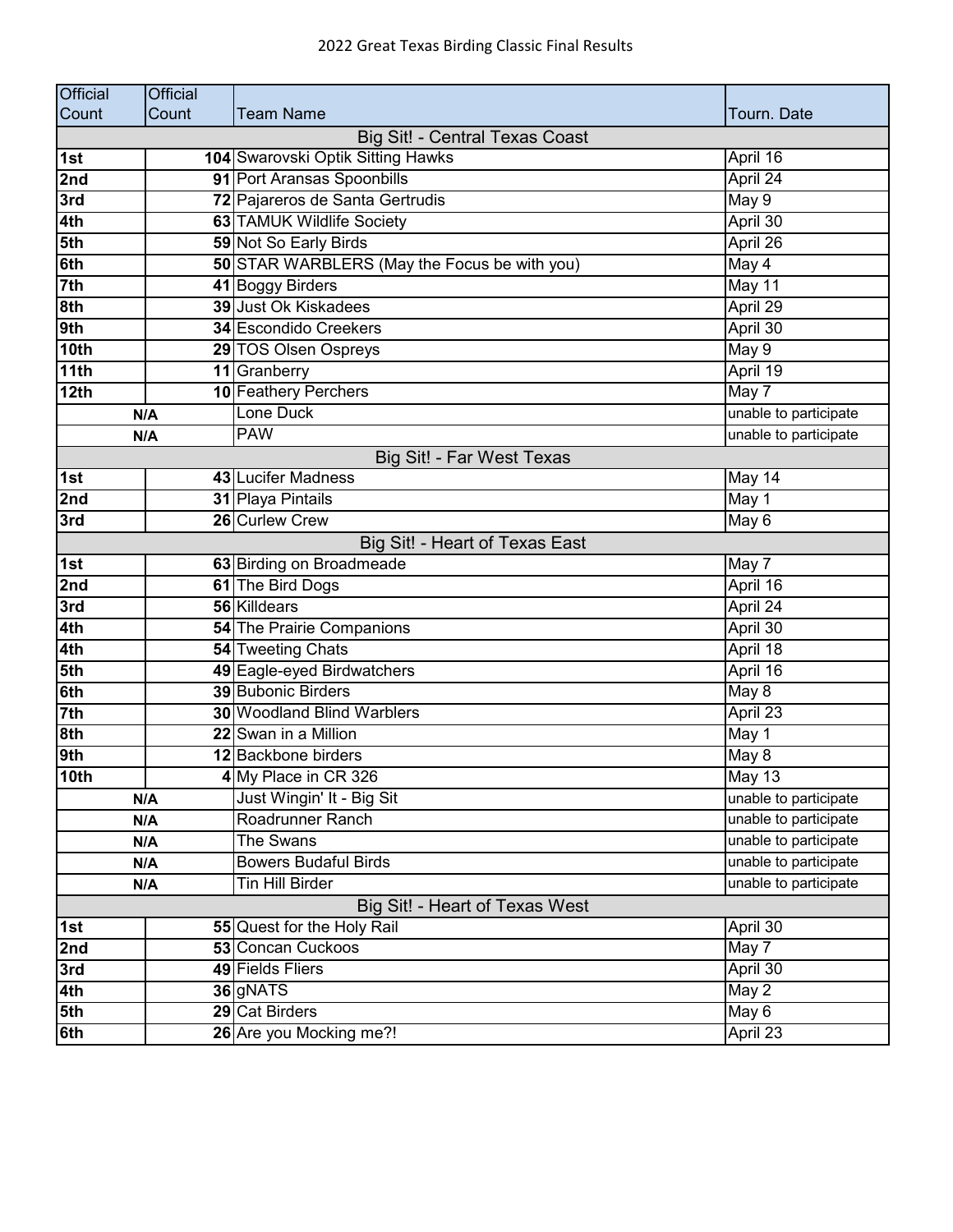# 2022 Great Texas Birding Classic Final Results

| Official Count | Official Count | Team Name | Tourn. Date |
|---|---|---|---|
| | | **Big Sit! - Central Texas Coast** | |
| **1st** | **104** | Swarovski Optik Sitting Hawks | April 16 |
| **2nd** | **91** | Port Aransas Spoonbills | April 24 |
| **3rd** | **72** | Pajareros de Santa Gertrudis | May 9 |
| **4th** | **63** | TAMUK Wildlife Society | April 30 |
| **5th** | **59** | Not So Early Birds | April 26 |
| **6th** | **50** | STAR WARBLERS (May the Focus be with you) | May 4 |
| **7th** | **41** | Boggy Birders | May 11 |
| **8th** | **39** | Just Ok Kiskadees | April 29 |
| **9th** | **34** | Escondido Creekers | April 30 |
| **10th** | **29** | TOS Olsen Ospreys | May 9 |
| **11th** | **11** | Granberry | April 19 |
| **12th** | **10** | Feathery Perchers | May 7 |
| **N/A** | | Lone Duck | unable to participate |
| **N/A** | | PAW | unable to participate |
| | | **Big Sit! - Far West Texas** | |
| **1st** | **43** | Lucifer Madness | May 14 |
| **2nd** | **31** | Playa Pintails | May 1 |
| **3rd** | **26** | Curlew Crew | May 6 |
| | | **Big Sit! - Heart of Texas East** | |
| **1st** | **63** | Birding on Broadmeade | May 7 |
| **2nd** | **61** | The Bird Dogs | April 16 |
| **3rd** | **56** | Killdears | April 24 |
| **4th** | **54** | The Prairie Companions | April 30 |
| **4th** | **54** | Tweeting Chats | April 18 |
| **5th** | **49** | Eagle-eyed Birdwatchers | April 16 |
| **6th** | **39** | Bubonic Birders | May 8 |
| **7th** | **30** | Woodland Blind Warblers | April 23 |
| **8th** | **22** | Swan in a Million | May 1 |
| **9th** | **12** | Backbone birders | May 8 |
| **10th** | **4** | My Place in CR 326 | May 13 |
| **N/A** | | Just Wingin' It - Big Sit | unable to participate |
| **N/A** | | Roadrunner Ranch | unable to participate |
| **N/A** | | The Swans | unable to participate |
| **N/A** | | Bowers Budaful Birds | unable to participate |
| **N/A** | | Tin Hill Birder | unable to participate |
| | | **Big Sit! - Heart of Texas West** | |
| **1st** | **55** | Quest for the Holy Rail | April 30 |
| **2nd** | **53** | Concan Cuckoos | May 7 |
| **3rd** | **49** | Fields Fliers | April 30 |
| **4th** | **36** | gNATS | May 2 |
| **5th** | **29** | Cat Birders | May 6 |
| **6th** | **26** | Are you Mocking me?! | April 23 |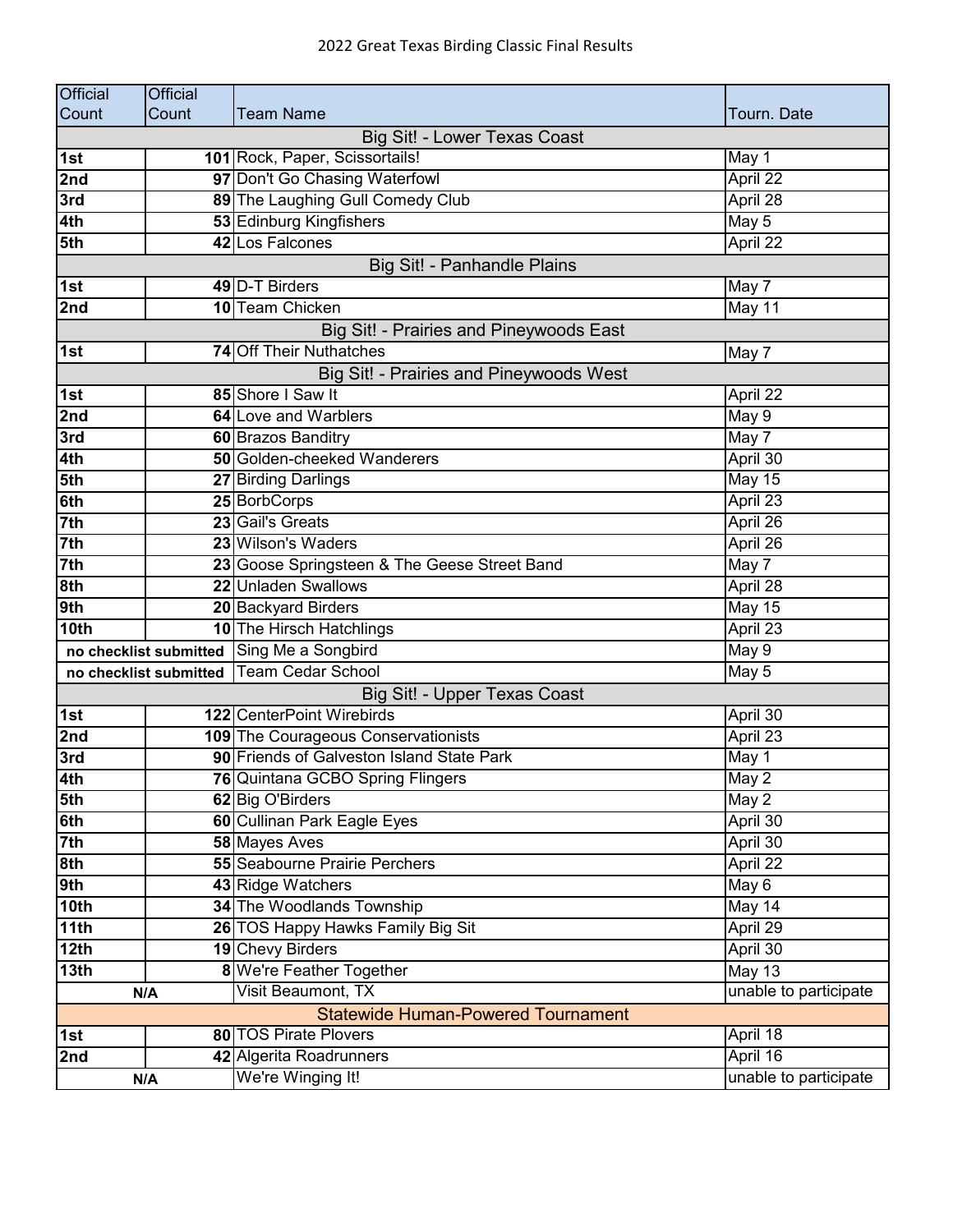# 2022 Great Texas Birding Classic Final Results

| Official Count | Official Count | Team Name | Tourn. Date |
|---|---|---|---|
| **Big Sit! - Lower Texas Coast** | | | |
| **1st** | **101** | Rock, Paper, Scissortails! | May 1 |
| **2nd** | **97** | Don't Go Chasing Waterfowl | April 22 |
| **3rd** | **89** | The Laughing Gull Comedy Club | April 28 |
| **4th** | **53** | Edinburg Kingfishers | May 5 |
| **5th** | **42** | Los Falcones | April 22 |
| **Big Sit! - Panhandle Plains** | | | |
| **1st** | **49** | D-T Birders | May 7 |
| **2nd** | **10** | Team Chicken | May 11 |
| **Big Sit! - Prairies and Pineywoods East** | | | |
| **1st** | **74** | Off Their Nuthatches | May 7 |
| **Big Sit! - Prairies and Pineywoods West** | | | |
| **1st** | **85** | Shore I Saw It | April 22 |
| **2nd** | **64** | Love and Warblers | May 9 |
| **3rd** | **60** | Brazos Banditry | May 7 |
| **4th** | **50** | Golden-cheeked Wanderers | April 30 |
| **5th** | **27** | Birding Darlings | May 15 |
| **6th** | **25** | BorbCorps | April 23 |
| **7th** | **23** | Gail's Greats | April 26 |
| **7th** | **23** | Wilson's Waders | April 26 |
| **7th** | **23** | Goose Springsteen & The Geese Street Band | May 7 |
| **8th** | **22** | Unladen Swallows | April 28 |
| **9th** | **20** | Backyard Birders | May 15 |
| **10th** | **10** | The Hirsch Hatchlings | April 23 |
| **no checklist submitted** | | Sing Me a Songbird | May 9 |
| **no checklist submitted** | | Team Cedar School | May 5 |
| **Big Sit! - Upper Texas Coast** | | | |
| **1st** | **122** | CenterPoint Wirebirds | April 30 |
| **2nd** | **109** | The Courageous Conservationists | April 23 |
| **3rd** | **90** | Friends of Galveston Island State Park | May 1 |
| **4th** | **76** | Quintana GCBO Spring Flingers | May 2 |
| **5th** | **62** | Big O'Birders | May 2 |
| **6th** | **60** | Cullinan Park Eagle Eyes | April 30 |
| **7th** | **58** | Mayes Aves | April 30 |
| **8th** | **55** | Seabourne Prairie Perchers | April 22 |
| **9th** | **43** | Ridge Watchers | May 6 |
| **10th** | **34** | The Woodlands Township | May 14 |
| **11th** | **26** | TOS Happy Hawks Family Big Sit | April 29 |
| **12th** | **19** | Chevy Birders | April 30 |
| **13th** | **8** | We're Feather Together | May 13 |
| **N/A** | | Visit Beaumont, TX | unable to participate |
| **Statewide Human-Powered Tournament** | | | |
| **1st** | **80** | TOS Pirate Plovers | April 18 |
| **2nd** | **42** | Algerita Roadrunners | April 16 |
| **N/A** | | We're Winging It! | unable to participate |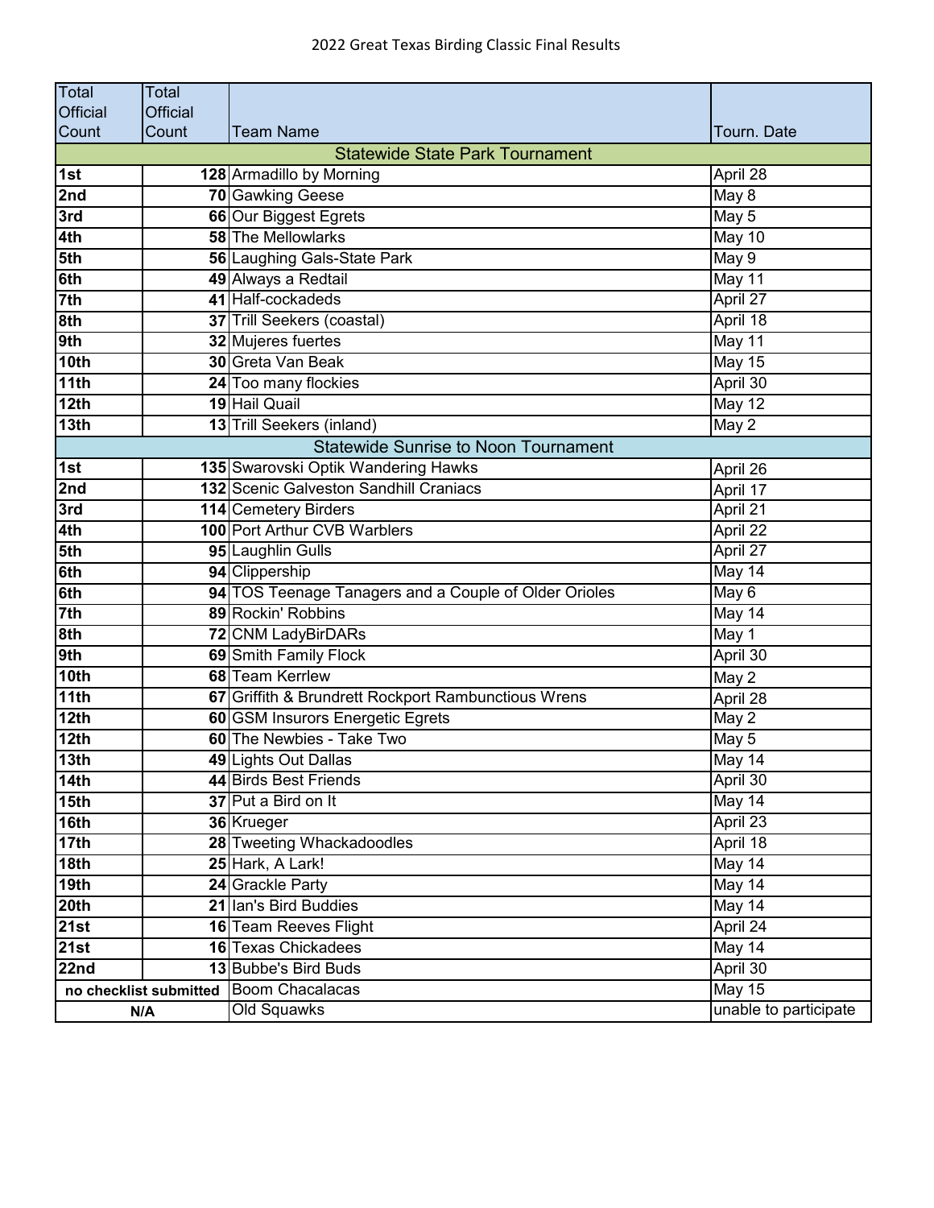# 2022 Great Texas Birding Classic Final Results

| Total Official Count | Total Official Count | Team Name | Tourn. Date |
|---|---|---|---|
| **Statewide State Park Tournament** | | | |
| **1st** | **128** | Armadillo by Morning | April 28 |
| **2nd** | **70** | Gawking Geese | May 8 |
| **3rd** | **66** | Our Biggest Egrets | May 5 |
| **4th** | **58** | The Mellowlarks | May 10 |
| **5th** | **56** | Laughing Gals-State Park | May 9 |
| **6th** | **49** | Always a Redtail | May 11 |
| **7th** | **41** | Half-cockadeds | April 27 |
| **8th** | **37** | Trill Seekers (coastal) | April 18 |
| **9th** | **32** | Mujeres fuertes | May 11 |
| **10th** | **30** | Greta Van Beak | May 15 |
| **11th** | **24** | Too many flockies | April 30 |
| **12th** | **19** | Hail Quail | May 12 |
| **13th** | **13** | Trill Seekers (inland) | May 2 |
| **Statewide Sunrise to Noon Tournament** | | | |
| **1st** | **135** | Swarovski Optik Wandering Hawks | April 26 |
| **2nd** | **132** | Scenic Galveston Sandhill Craniacs | April 17 |
| **3rd** | **114** | Cemetery Birders | April 21 |
| **4th** | **100** | Port Arthur CVB Warblers | April 22 |
| **5th** | **95** | Laughlin Gulls | April 27 |
| **6th** | **94** | Clippership | May 14 |
| **6th** | **94** | TOS Teenage Tanagers and a Couple of Older Orioles | May 6 |
| **7th** | **89** | Rockin' Robbins | May 14 |
| **8th** | **72** | CNM LadyBirDARs | May 1 |
| **9th** | **69** | Smith Family Flock | April 30 |
| **10th** | **68** | Team Kerrlew | May 2 |
| **11th** | **67** | Griffith & Brundrett Rockport Rambunctious Wrens | April 28 |
| **12th** | **60** | GSM Insurors Energetic Egrets | May 2 |
| **12th** | **60** | The Newbies - Take Two | May 5 |
| **13th** | **49** | Lights Out Dallas | May 14 |
| **14th** | **44** | Birds Best Friends | April 30 |
| **15th** | **37** | Put a Bird on It | May 14 |
| **16th** | **36** | Krueger | April 23 |
| **17th** | **28** | Tweeting Whackadoodles | April 18 |
| **18th** | **25** | Hark, A Lark! | May 14 |
| **19th** | **24** | Grackle Party | May 14 |
| **20th** | **21** | Ian's Bird Buddies | May 14 |
| **21st** | **16** | Team Reeves Flight | April 24 |
| **21st** | **16** | Texas Chickadees | May 14 |
| **22nd** | **13** | Bubbe's Bird Buds | April 30 |
| **no checklist submitted** | | Boom Chacalacas | May 15 |
| **N/A** | | Old Squawks | unable to participate |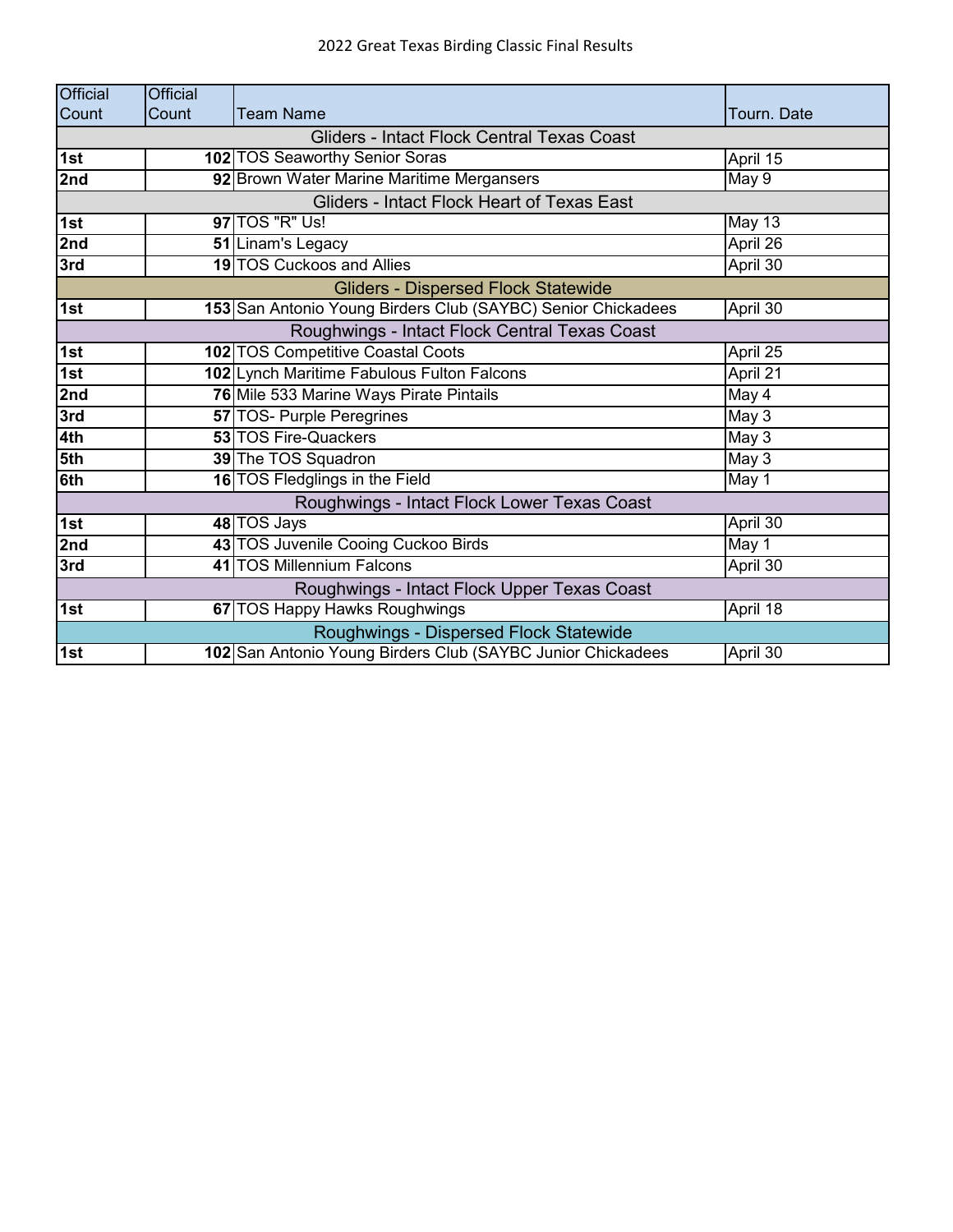2022 Great Texas Birding Classic Final Results

| Official Count | Official Count | Team Name | Tourn. Date |
|---|---|---|---|
| | | Gliders - Intact Flock Central Texas Coast | |
| **1st** | **102** | TOS Seaworthy Senior Soras | April 15 |
| **2nd** | **92** | Brown Water Marine Maritime Mergansers | May 9 |
| | | Gliders - Intact Flock Heart of Texas East | |
| **1st** | **97** | TOS "R" Us! | May 13 |
| **2nd** | **51** | Linam's Legacy | April 26 |
| **3rd** | **19** | TOS Cuckoos and Allies | April 30 |
| | | Gliders - Dispersed Flock Statewide | |
| **1st** | **153** | San Antonio Young Birders Club (SAYBC) Senior Chickadees | April 30 |
| | | Roughwings - Intact Flock Central Texas Coast | |
| **1st** | **102** | TOS Competitive Coastal Coots | April 25 |
| **1st** | **102** | Lynch Maritime Fabulous Fulton Falcons | April 21 |
| **2nd** | **76** | Mile 533 Marine Ways Pirate Pintails | May 4 |
| **3rd** | **57** | TOS- Purple Peregrines | May 3 |
| **4th** | **53** | TOS Fire-Quackers | May 3 |
| **5th** | **39** | The TOS Squadron | May 3 |
| **6th** | **16** | TOS Fledglings in the Field | May 1 |
| | | Roughwings - Intact Flock Lower Texas Coast | |
| **1st** | **48** | TOS Jays | April 30 |
| **2nd** | **43** | TOS Juvenile Cooing Cuckoo Birds | May 1 |
| **3rd** | **41** | TOS Millennium Falcons | April 30 |
| | | Roughwings - Intact Flock Upper Texas Coast | |
| **1st** | **67** | TOS Happy Hawks Roughwings | April 18 |
| | | Roughwings - Dispersed Flock Statewide | |
| **1st** | **102** | San Antonio Young Birders Club (SAYBC Junior Chickadees | April 30 |